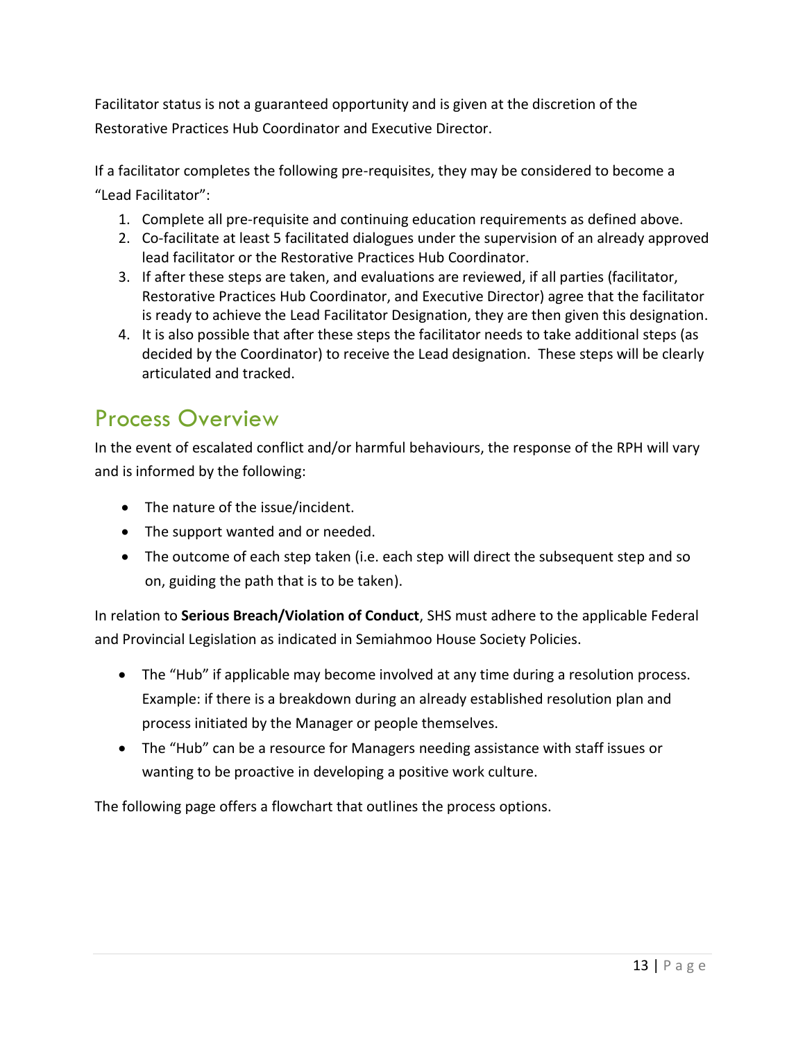Facilitator status is not a guaranteed opportunity and is given at the discretion of the Restorative Practices Hub Coordinator and Executive Director.

If a facilitator completes the following pre-requisites, they may be considered to become a "Lead Facilitator":

1. Complete all pre-requisite and continuing education requirements as defined above.
2. Co-facilitate at least 5 facilitated dialogues under the supervision of an already approved lead facilitator or the Restorative Practices Hub Coordinator.
3. If after these steps are taken, and evaluations are reviewed, if all parties (facilitator, Restorative Practices Hub Coordinator, and Executive Director) agree that the facilitator is ready to achieve the Lead Facilitator Designation, they are then given this designation.
4. It is also possible that after these steps the facilitator needs to take additional steps (as decided by the Coordinator) to receive the Lead designation. These steps will be clearly articulated and tracked.

## Process Overview

In the event of escalated conflict and/or harmful behaviours, the response of the RPH will vary and is informed by the following:

- The nature of the issue/incident.
- The support wanted and or needed.
- The outcome of each step taken (i.e. each step will direct the subsequent step and so on, guiding the path that is to be taken).

In relation to **Serious Breach/Violation of Conduct**, SHS must adhere to the applicable Federal and Provincial Legislation as indicated in Semiahmoo House Society Policies.

- The "Hub" if applicable may become involved at any time during a resolution process. Example: if there is a breakdown during an already established resolution plan and process initiated by the Manager or people themselves.
- The "Hub" can be a resource for Managers needing assistance with staff issues or wanting to be proactive in developing a positive work culture.

The following page offers a flowchart that outlines the process options.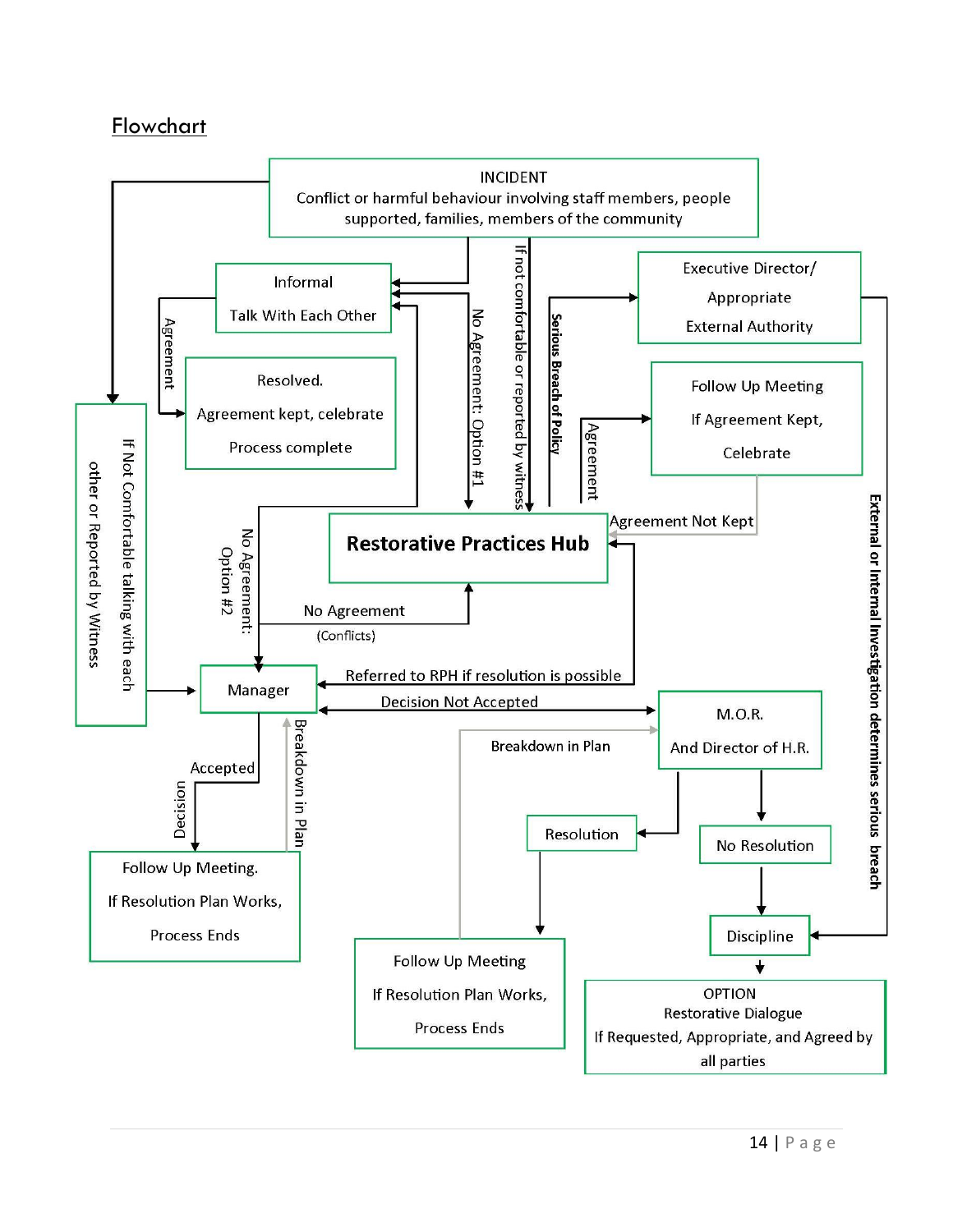## Flowchart

INCIDENT
Conflict or harmful behaviour involving staff members, people supported, families, members of the community

Informal
Talk With Each Other

Agreement

Resolved.
Agreement kept, celebrate
Process complete

If Not Comfortable talking with each other or Reported by Witness

No Agreement: Option #1

If not comfortable or reported by witness

Serious Breach of Policy

Executive Director/
Appropriate
External Authority

Agreement

Follow Up Meeting
If Agreement Kept,
Celebrate

Agreement Not Kept

**Restorative Practices Hub**

No Agreement: Option #2

No Agreement
(Conflicts)

Manager

Referred to RPH if resolution is possible

Decision Not Accepted

M.O.R.
And Director of H.R.

Breakdown in Plan

Accepted

Decision

Breakdown in Plan

Follow Up Meeting.
If Resolution Plan Works,
Process Ends

Resolution

No Resolution

Follow Up Meeting
If Resolution Plan Works,
Process Ends

Discipline

External or Internal Investigation determines serious breach

OPTION
Restorative Dialogue
If Requested, Appropriate, and Agreed by all parties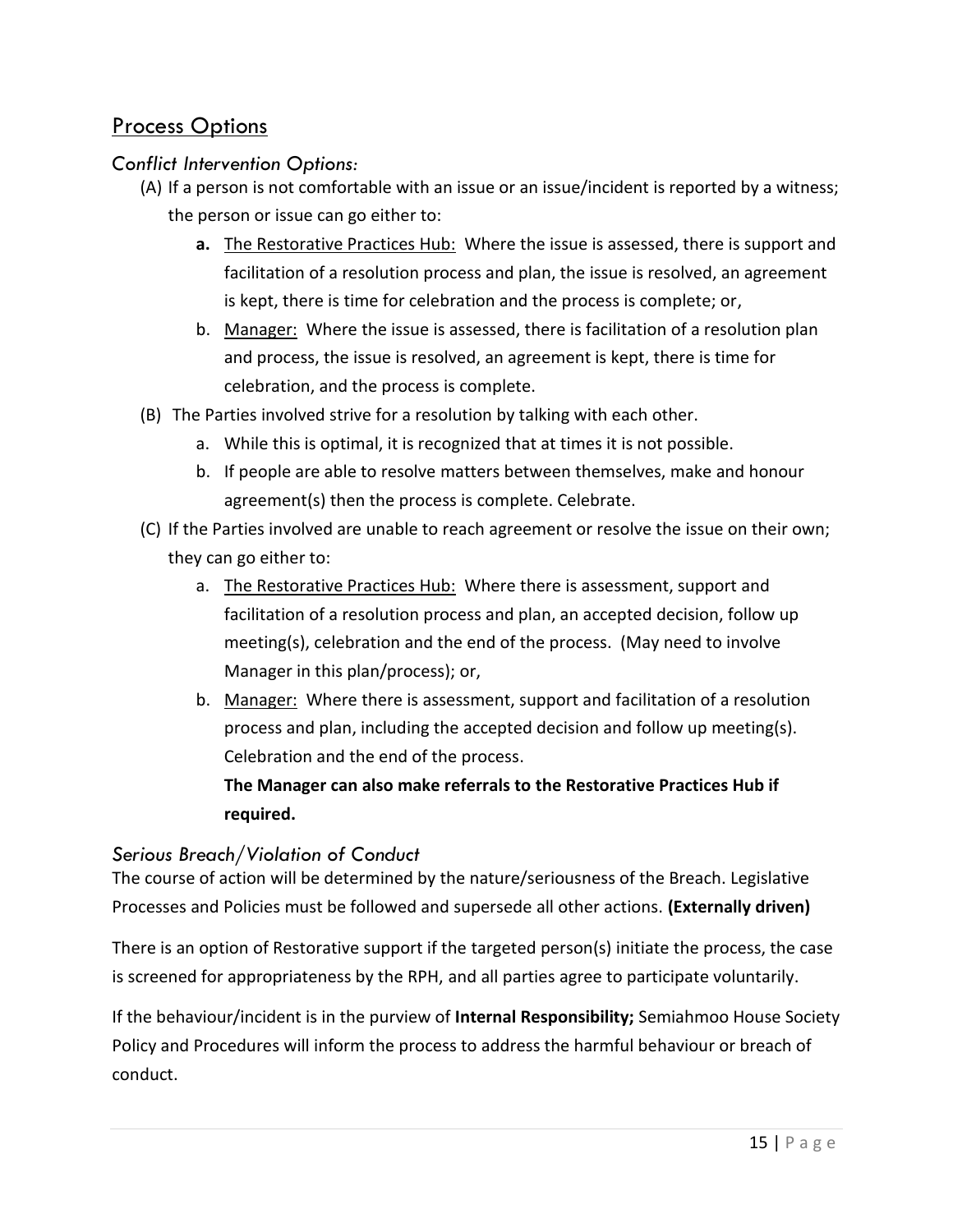## Process Options

### *Conflict Intervention Options:*

(A) If a person is not comfortable with an issue or an issue/incident is reported by a witness; the person or issue can go either to:

  **a.** The Restorative Practices Hub: Where the issue is assessed, there is support and facilitation of a resolution process and plan, the issue is resolved, an agreement is kept, there is time for celebration and the process is complete; or,

  b. Manager: Where the issue is assessed, there is facilitation of a resolution plan and process, the issue is resolved, an agreement is kept, there is time for celebration, and the process is complete.

(B) The Parties involved strive for a resolution by talking with each other.

  a. While this is optimal, it is recognized that at times it is not possible.

  b. If people are able to resolve matters between themselves, make and honour agreement(s) then the process is complete. Celebrate.

(C) If the Parties involved are unable to reach agreement or resolve the issue on their own; they can go either to:

  a. The Restorative Practices Hub: Where there is assessment, support and facilitation of a resolution process and plan, an accepted decision, follow up meeting(s), celebration and the end of the process. (May need to involve Manager in this plan/process); or,

  b. Manager: Where there is assessment, support and facilitation of a resolution process and plan, including the accepted decision and follow up meeting(s). Celebration and the end of the process.

  **The Manager can also make referrals to the Restorative Practices Hub if required.**

### *Serious Breach/Violation of Conduct*

The course of action will be determined by the nature/seriousness of the Breach. Legislative Processes and Policies must be followed and supersede all other actions. **(Externally driven)**

There is an option of Restorative support if the targeted person(s) initiate the process, the case is screened for appropriateness by the RPH, and all parties agree to participate voluntarily.

If the behaviour/incident is in the purview of **Internal Responsibility;** Semiahmoo House Society Policy and Procedures will inform the process to address the harmful behaviour or breach of conduct.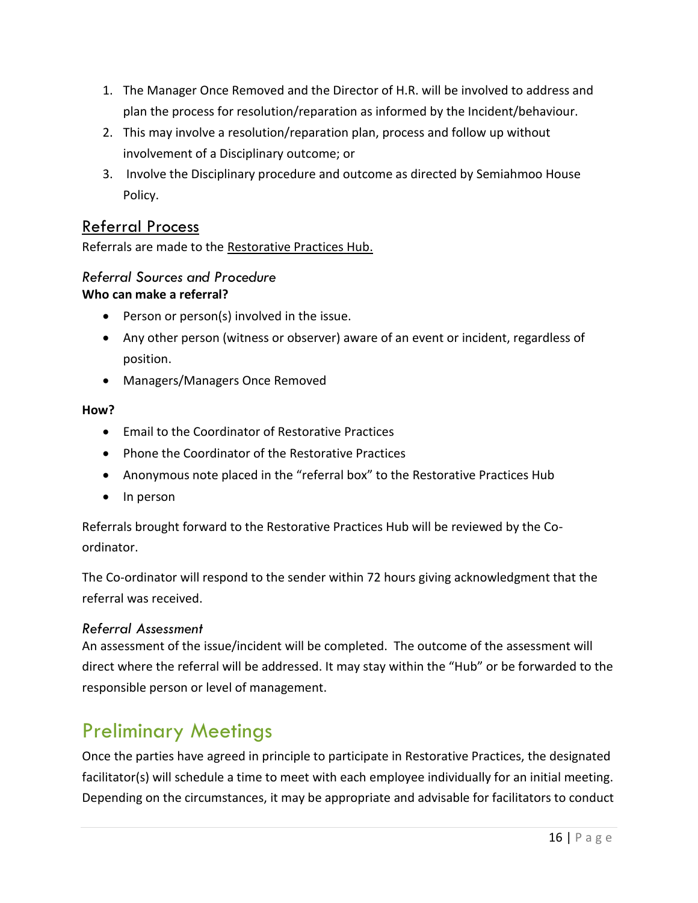1. The Manager Once Removed and the Director of H.R. will be involved to address and plan the process for resolution/reparation as informed by the Incident/behaviour.
2. This may involve a resolution/reparation plan, process and follow up without involvement of a Disciplinary outcome; or
3. Involve the Disciplinary procedure and outcome as directed by Semiahmoo House Policy.

## Referral Process

Referrals are made to the Restorative Practices Hub.

### *Referral Sources and Procedure*

**Who can make a referral?**

- Person or person(s) involved in the issue.
- Any other person (witness or observer) aware of an event or incident, regardless of position.
- Managers/Managers Once Removed

**How?**

- Email to the Coordinator of Restorative Practices
- Phone the Coordinator of the Restorative Practices
- Anonymous note placed in the "referral box" to the Restorative Practices Hub
- In person

Referrals brought forward to the Restorative Practices Hub will be reviewed by the Co-ordinator.

The Co-ordinator will respond to the sender within 72 hours giving acknowledgment that the referral was received.

### *Referral Assessment*

An assessment of the issue/incident will be completed. The outcome of the assessment will direct where the referral will be addressed. It may stay within the "Hub" or be forwarded to the responsible person or level of management.

# Preliminary Meetings

Once the parties have agreed in principle to participate in Restorative Practices, the designated facilitator(s) will schedule a time to meet with each employee individually for an initial meeting. Depending on the circumstances, it may be appropriate and advisable for facilitators to conduct